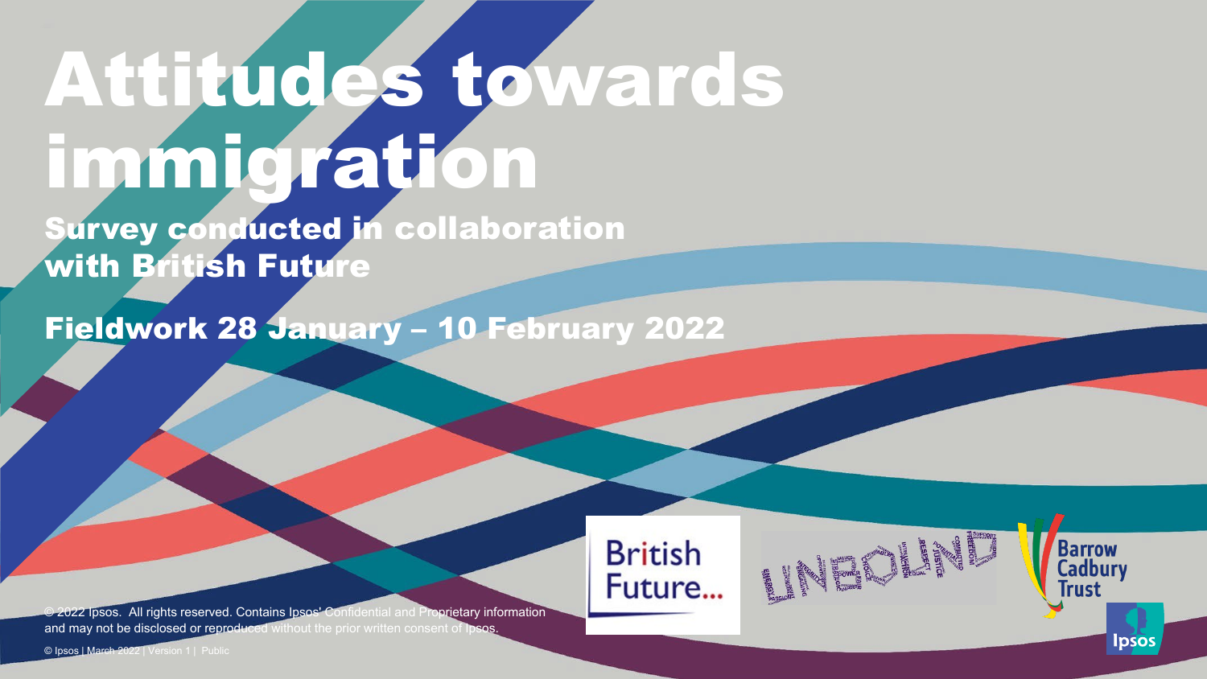# Attitudes towards immigration

## Survey conducted in collaboration with British Future

## Fieldwork 28 January – 10 February 2022

British Future...

Barrow Cadbury Trust

Ipsos

© 2022 Ipsos. All rights reserved. Contains Ipsos' Confidential and Proprietary information and may not be disclosed or reproduced without the prior written consent of Ipsos.

© Ipsos | March 2022 | Version 1 | Public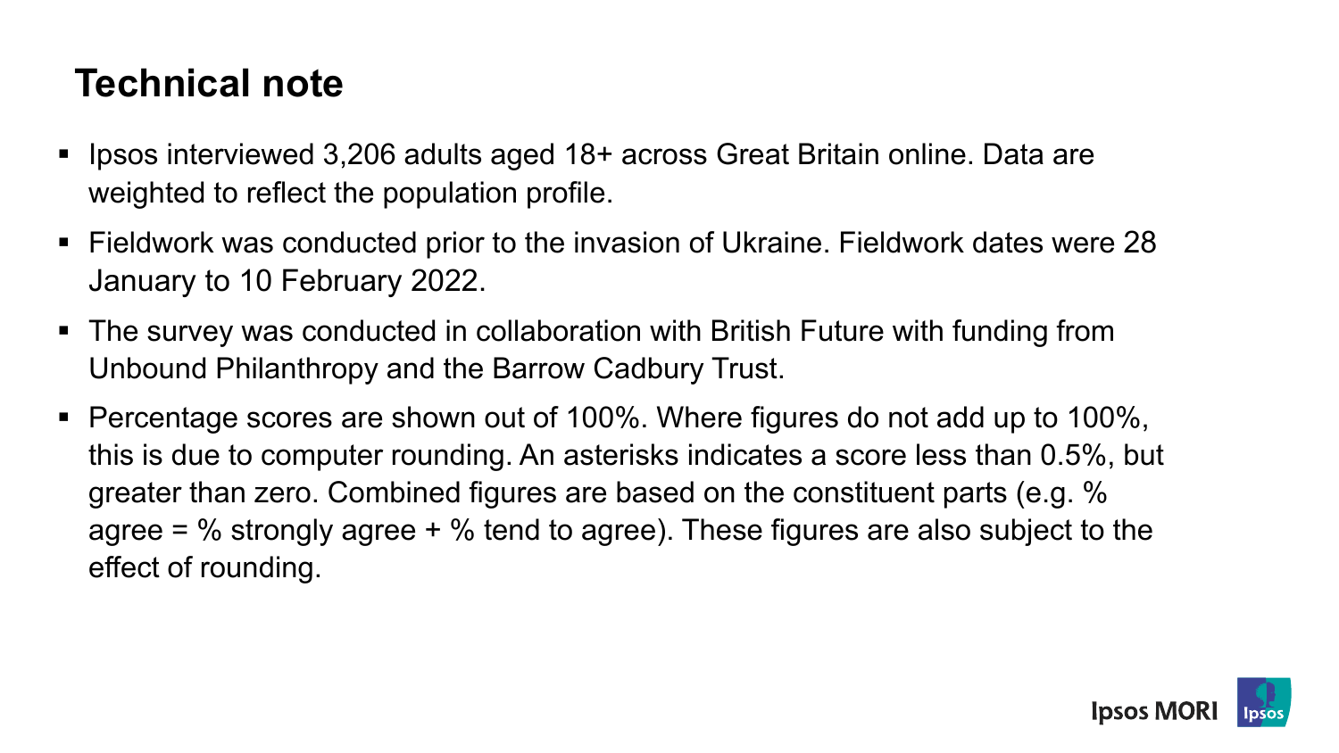# Technical note

- Ipsos interviewed 3,206 adults aged 18+ across Great Britain online. Data are weighted to reflect the population profile.
- Fieldwork was conducted prior to the invasion of Ukraine. Fieldwork dates were 28 January to 10 February 2022.
- The survey was conducted in collaboration with British Future with funding from Unbound Philanthropy and the Barrow Cadbury Trust.
- Percentage scores are shown out of 100%. Where figures do not add up to 100%, this is due to computer rounding. An asterisks indicates a score less than 0.5%, but greater than zero. Combined figures are based on the constituent parts (e.g. % agree = % strongly agree + % tend to agree). These figures are also subject to the effect of rounding.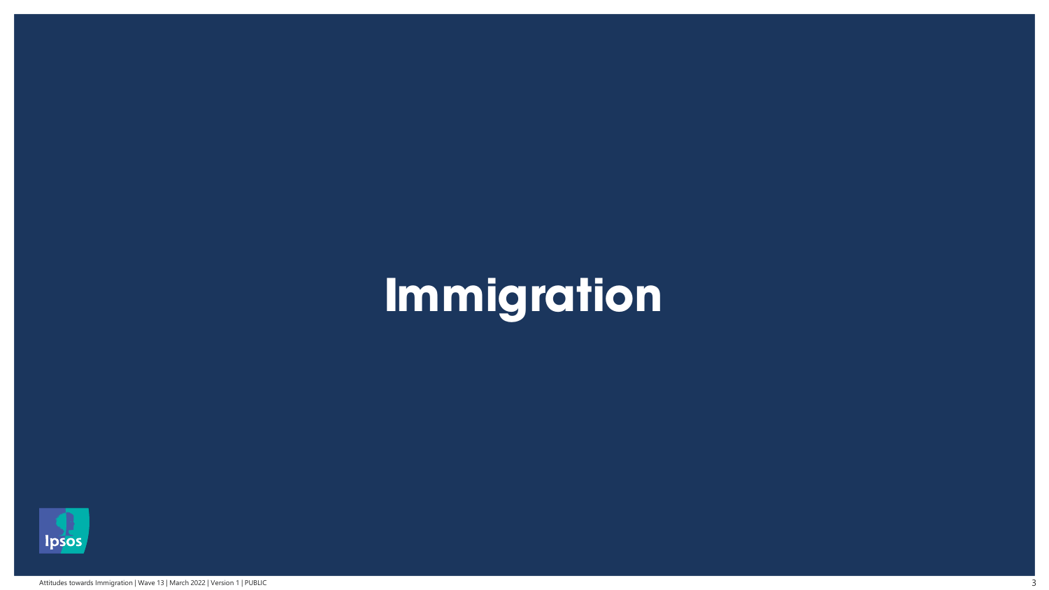# Immigration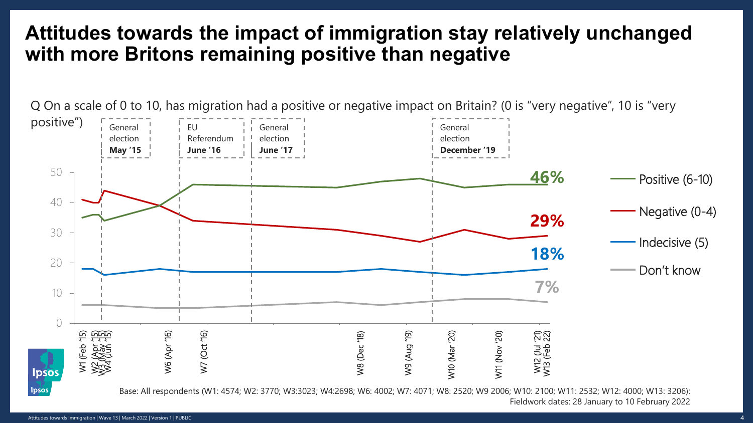# Attitudes towards the impact of immigration stay relatively unchanged with more Britons remaining positive than negative

Q On a scale of 0 to 10, has migration had a positive or negative impact on Britain? (0 is "very negative", 10 is "very positive")

General election **May '15**

EU Referendum **June '16**

General election **June '17**

General election **December '19**

**46%** Positive (6-10)

**29%** Negative (0-4)

**18%** Indecisive (5)

**7%** Don't know

W1 (Feb '15), W2 (Apr '15), W3 (May '15), W4 (Jun '15), W6 (Apr '16), W7 (Oct '16), W8 (Dec '18), W9 (Aug '19), W10 (Mar '20), W11 (Nov '20), W12 (Jul '21), W13 (Feb 22)

Base: All respondents (W1: 4574; W2: 3770; W3:3023; W4:2698; W6: 4002; W7: 4071; W8: 2520; W9 2006; W10: 2100; W11: 2532; W12: 4000; W13: 3206):
Fieldwork dates: 28 January to 10 February 2022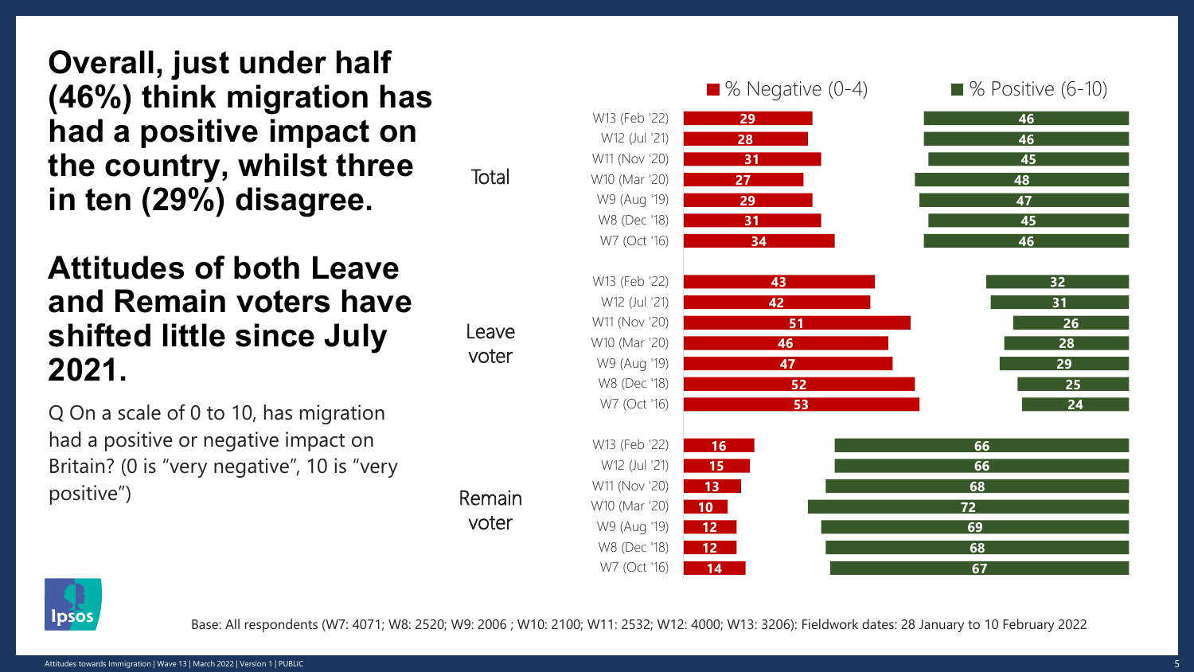# Overall, just under half (46%) think migration has had a positive impact on the country, whilst three in ten (29%) disagree.

# Attitudes of both Leave and Remain voters have shifted little since July 2021.

Q On a scale of 0 to 10, has migration had a positive or negative impact on Britain? (0 is "very negative", 10 is "very positive")

| Group | Wave | % Negative (0-4) | % Positive (6-10) |
|---|---|---|---|
| Total | W13 (Feb '22) | 29 | 46 |
| | W12 (Jul '21) | 28 | 46 |
| | W11 (Nov '20) | 31 | 45 |
| | W10 (Mar '20) | 27 | 48 |
| | W9 (Aug '19) | 29 | 47 |
| | W8 (Dec '18) | 31 | 45 |
| | W7 (Oct '16) | 34 | 46 |
| Leave voter | W13 (Feb '22) | 43 | 32 |
| | W12 (Jul '21) | 42 | 31 |
| | W11 (Nov '20) | 51 | 26 |
| | W10 (Mar '20) | 46 | 28 |
| | W9 (Aug '19) | 47 | 29 |
| | W8 (Dec '18) | 52 | 25 |
| | W7 (Oct '16) | 53 | 24 |
| Remain voter | W13 (Feb '22) | 16 | 66 |
| | W12 (Jul '21) | 15 | 66 |
| | W11 (Nov '20) | 13 | 68 |
| | W10 (Mar '20) | 10 | 72 |
| | W9 (Aug '19) | 12 | 69 |
| | W8 (Dec '18) | 12 | 68 |
| | W7 (Oct '16) | 14 | 67 |

Base: All respondents (W7: 4071; W8: 2520; W9: 2006 ; W10: 2100; W11: 2532; W12: 4000; W13: 3206): Fieldwork dates: 28 January to 10 February 2022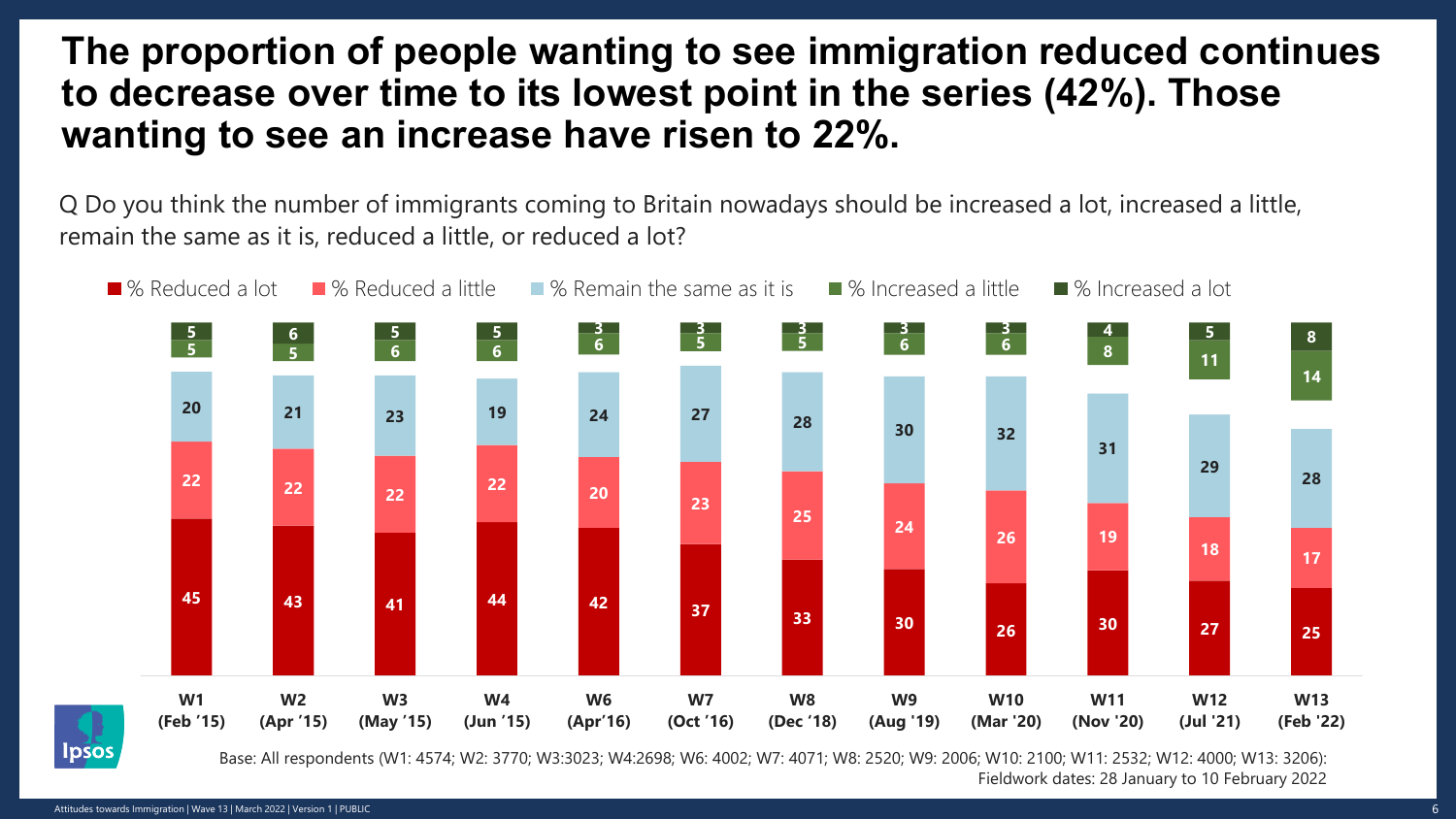# The proportion of people wanting to see immigration reduced continues to decrease over time to its lowest point in the series (42%). Those wanting to see an increase have risen to 22%.

Q Do you think the number of immigrants coming to Britain nowadays should be increased a lot, increased a little, remain the same as it is, reduced a little, or reduced a lot?

| Wave | % Reduced a lot | % Reduced a little | % Remain the same as it is | % Increased a little | % Increased a lot |
|---|---|---|---|---|---|
| W1 (Feb '15) | 45 | 22 | 20 | 5 | 5 |
| W2 (Apr '15) | 43 | 22 | 21 | 5 | 6 |
| W3 (May '15) | 41 | 22 | 23 | 6 | 5 |
| W4 (Jun '15) | 44 | 22 | 19 | 6 | 5 |
| W6 (Apr'16) | 42 | 20 | 24 | 6 | 3 |
| W7 (Oct '16) | 37 | 23 | 27 | 5 | 3 |
| W8 (Dec '18) | 33 | 25 | 28 | 5 | 3 |
| W9 (Aug '19) | 30 | 24 | 30 | 6 | 3 |
| W10 (Mar '20) | 26 | 26 | 32 | 6 | 3 |
| W11 (Nov '20) | 30 | 19 | 31 | 8 | 4 |
| W12 (Jul '21) | 27 | 18 | 29 | 11 | 5 |
| W13 (Feb '22) | 25 | 17 | 28 | 14 | 8 |

Base: All respondents (W1: 4574; W2: 3770; W3:3023; W4:2698; W6: 4002; W7: 4071; W8: 2520; W9: 2006; W10: 2100; W11: 2532; W12: 4000; W13: 3206): Fieldwork dates: 28 January to 10 February 2022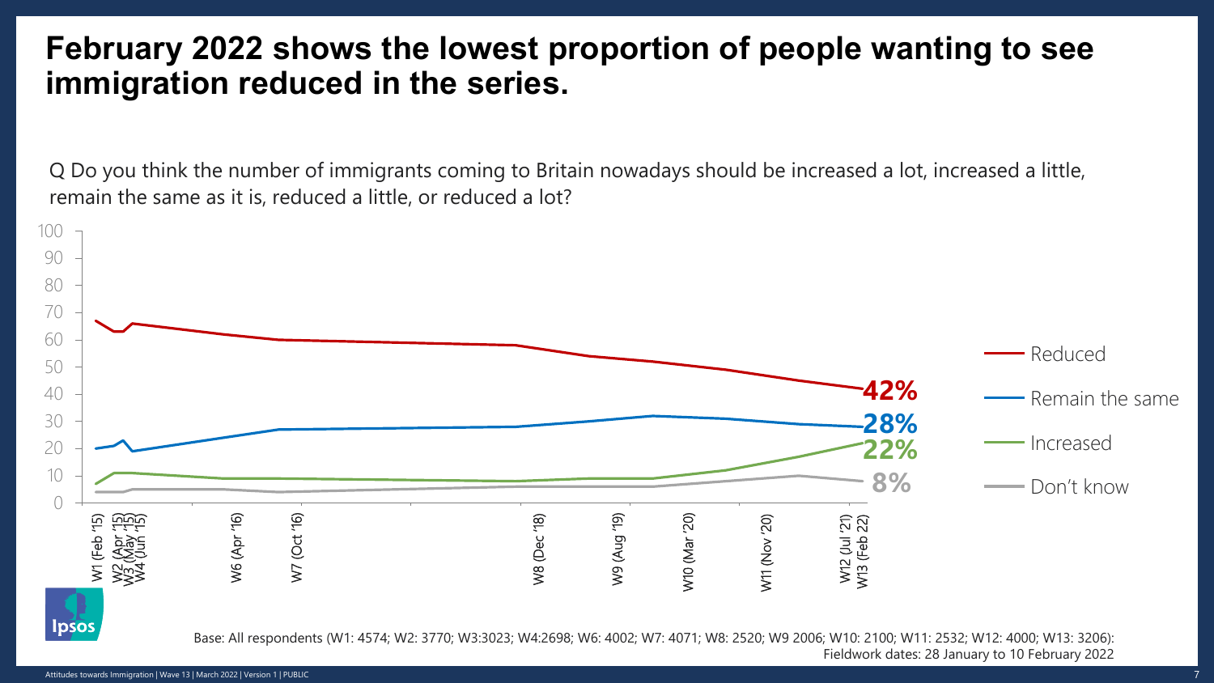# February 2022 shows the lowest proportion of people wanting to see immigration reduced in the series.

Q Do you think the number of immigrants coming to Britain nowadays should be increased a lot, increased a little, remain the same as it is, reduced a little, or reduced a lot?

| | W13 (Feb 22) |
|---|---|
| Reduced | 42% |
| Remain the same | 28% |
| Increased | 22% |
| Don't know | 8% |

Waves: W1 (Feb '15), W2 (Apr '15), W3 (May '15), W4 (Jun '15), W6 (Apr '16), W7 (Oct '16), W8 (Dec '18), W9 (Aug '19), W10 (Mar '20), W11 (Nov '20), W12 (Jul '21), W13 (Feb 22)

Base: All respondents (W1: 4574; W2: 3770; W3:3023; W4:2698; W6: 4002; W7: 4071; W8: 2520; W9 2006; W10: 2100; W11: 2532; W12: 4000; W13: 3206):
Fieldwork dates: 28 January to 10 February 2022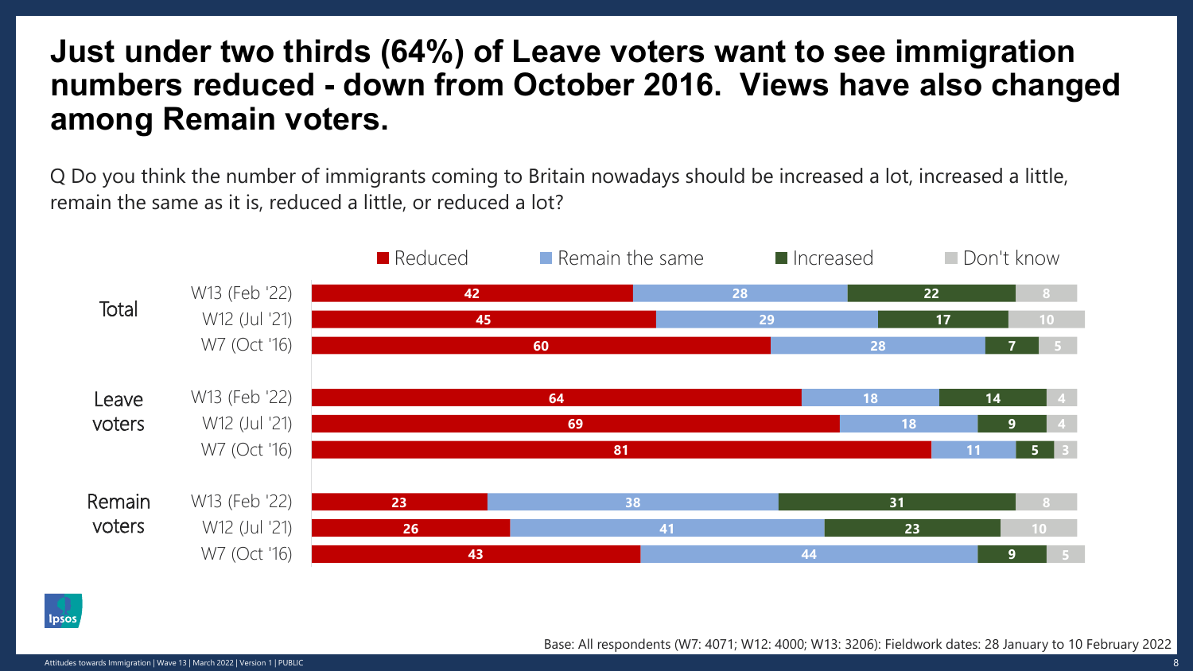# Just under two thirds (64%) of Leave voters want to see immigration numbers reduced - down from October 2016. Views have also changed among Remain voters.

Q Do you think the number of immigrants coming to Britain nowadays should be increased a lot, increased a little, remain the same as it is, reduced a little, or reduced a lot?

| Group | Wave | Reduced | Remain the same | Increased | Don't know |
|---|---|---|---|---|---|
| Total | W13 (Feb '22) | 42 | 28 | 22 | 8 |
| | W12 (Jul '21) | 45 | 29 | 17 | 10 |
| | W7 (Oct '16) | 60 | 28 | 7 | 5 |
| Leave voters | W13 (Feb '22) | 64 | 18 | 14 | 4 |
| | W12 (Jul '21) | 69 | 18 | 9 | 4 |
| | W7 (Oct '16) | 81 | 11 | 5 | 3 |
| Remain voters | W13 (Feb '22) | 23 | 38 | 31 | 8 |
| | W12 (Jul '21) | 26 | 41 | 23 | 10 |
| | W7 (Oct '16) | 43 | 44 | 9 | 5 |

Base: All respondents (W7: 4071; W12: 4000; W13: 3206): Fieldwork dates: 28 January to 10 February 2022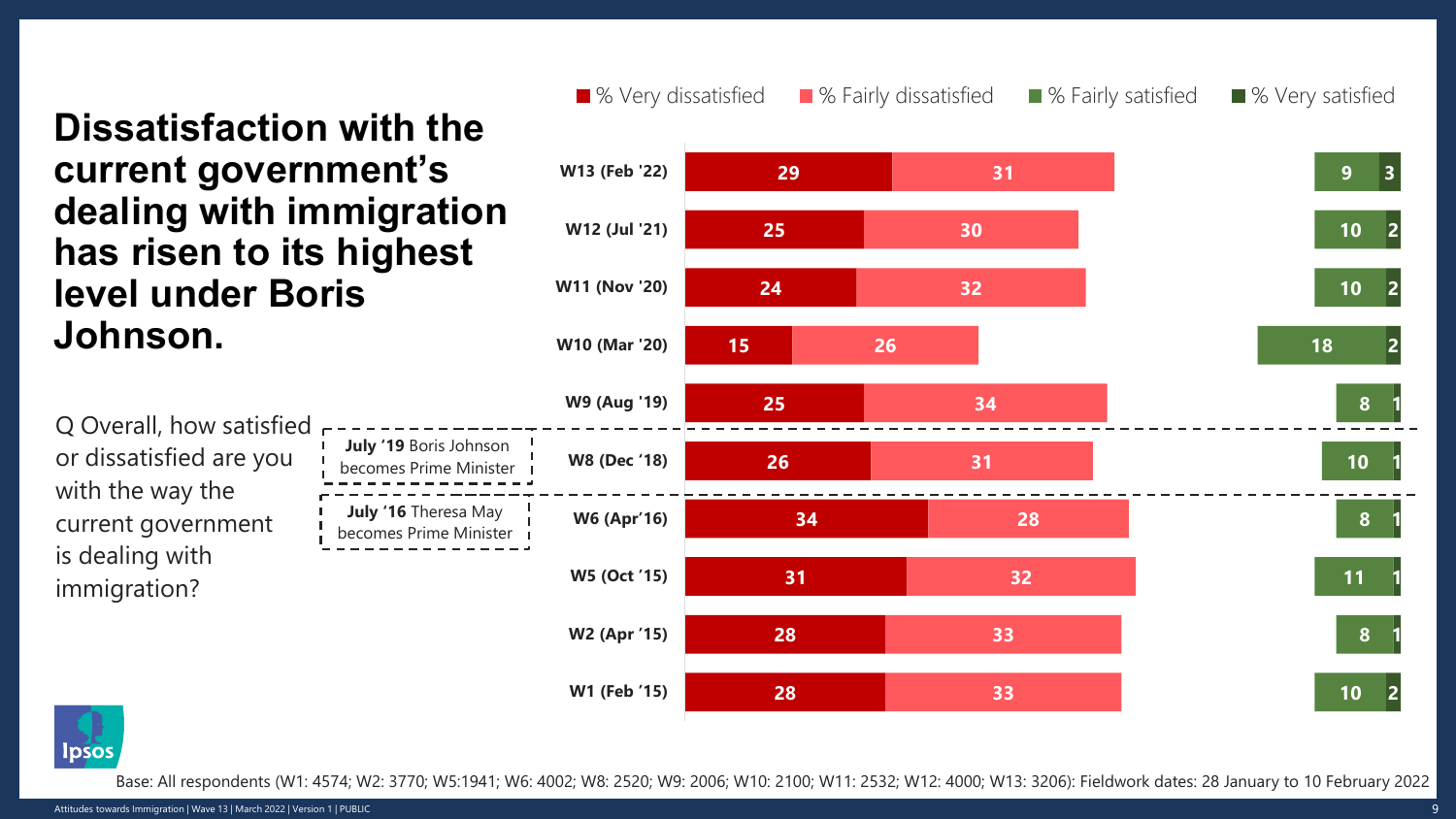# Dissatisfaction with the current government's dealing with immigration has risen to its highest level under Boris Johnson.

Q Overall, how satisfied or dissatisfied are you with the way the current government is dealing with immigration?

| Wave | % Very dissatisfied | % Fairly dissatisfied | % Fairly satisfied | % Very satisfied |
|---|---|---|---|---|
| W13 (Feb '22) | 29 | 31 | 9 | 3 |
| W12 (Jul '21) | 25 | 30 | 10 | 2 |
| W11 (Nov '20) | 24 | 32 | 10 | 2 |
| W10 (Mar '20) | 15 | 26 | 18 | 2 |
| W9 (Aug '19) | 25 | 34 | 8 | 1 |
| *July '19 Boris Johnson becomes Prime Minister* | | | | |
| W8 (Dec '18) | 26 | 31 | 10 | 1 |
| *July '16 Theresa May becomes Prime Minister* | | | | |
| W6 (Apr'16) | 34 | 28 | 8 | 1 |
| W5 (Oct '15) | 31 | 32 | 11 | 1 |
| W2 (Apr '15) | 28 | 33 | 8 | 1 |
| W1 (Feb '15) | 28 | 33 | 10 | 2 |

Base: All respondents (W1: 4574; W2: 3770; W5:1941; W6: 4002; W8: 2520; W9: 2006; W10: 2100; W11: 2532; W12: 4000; W13: 3206): Fieldwork dates: 28 January to 10 February 2022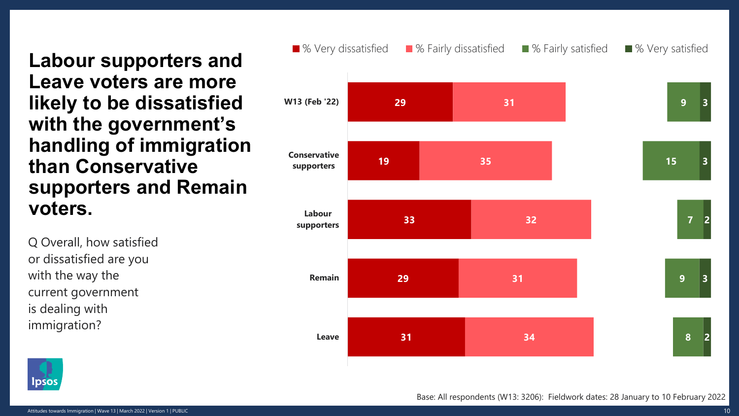# Labour supporters and Leave voters are more likely to be dissatisfied with the government's handling of immigration than Conservative supporters and Remain voters.

Q Overall, how satisfied or dissatisfied are you with the way the current government is dealing with immigration?

| | % Very dissatisfied | % Fairly dissatisfied | % Fairly satisfied | % Very satisfied |
|---|---|---|---|---|
| W13 (Feb '22) | 29 | 31 | 9 | 3 |
| Conservative supporters | 19 | 35 | 15 | 3 |
| Labour supporters | 33 | 32 | 7 | 2 |
| Remain | 29 | 31 | 9 | 3 |
| Leave | 31 | 34 | 8 | 2 |

Base: All respondents (W13: 3206): Fieldwork dates: 28 January to 10 February 2022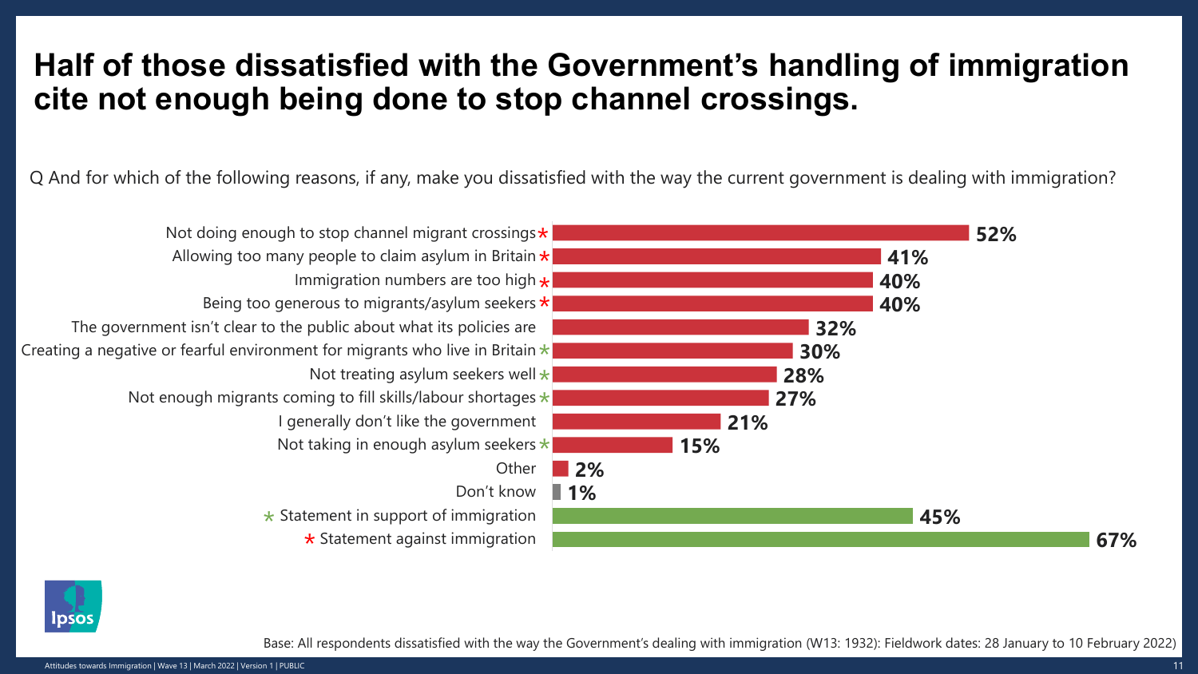# Half of those dissatisfied with the Government's handling of immigration cite not enough being done to stop channel crossings.

Q And for which of the following reasons, if any, make you dissatisfied with the way the current government is dealing with immigration?

| Reason | % |
| --- | --- |
| Not doing enough to stop channel migrant crossings * | 52% |
| Allowing too many people to claim asylum in Britain * | 41% |
| Immigration numbers are too high * | 40% |
| Being too generous to migrants/asylum seekers * | 40% |
| The government isn't clear to the public about what its policies are | 32% |
| Creating a negative or fearful environment for migrants who live in Britain * | 30% |
| Not treating asylum seekers well * | 28% |
| Not enough migrants coming to fill skills/labour shortages * | 27% |
| I generally don't like the government | 21% |
| Not taking in enough asylum seekers * | 15% |
| Other | 2% |
| Don't know | 1% |
| * Statement in support of immigration | 45% |
| * Statement against immigration | 67% |

Base: All respondents dissatisfied with the way the Government's dealing with immigration (W13: 1932): Fieldwork dates: 28 January to 10 February 2022)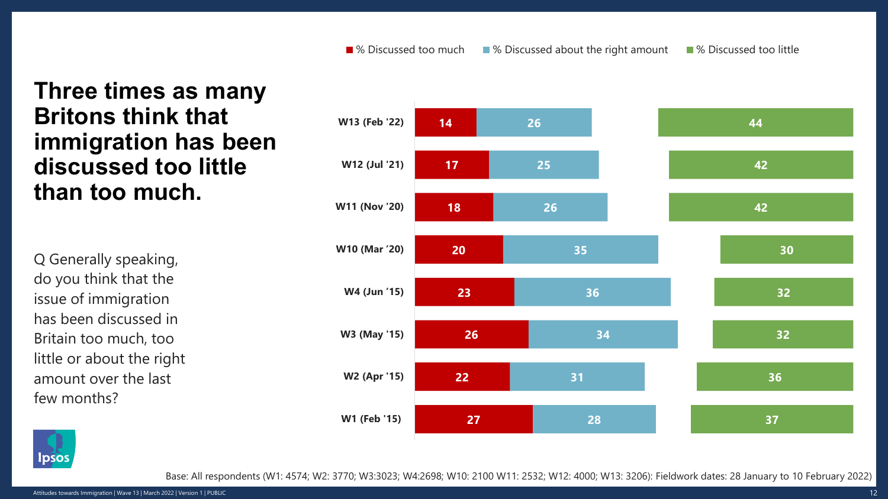# Three times as many Britons think that immigration has been discussed too little than too much.

Q Generally speaking, do you think that the issue of immigration has been discussed in Britain too much, too little or about the right amount over the last few months?

| Wave | % Discussed too much | % Discussed about the right amount | % Discussed too little |
|---|---|---|---|
| W13 (Feb '22) | 14 | 26 | 44 |
| W12 (Jul '21) | 17 | 25 | 42 |
| W11 (Nov '20) | 18 | 26 | 42 |
| W10 (Mar '20) | 20 | 35 | 30 |
| W4 (Jun '15) | 23 | 36 | 32 |
| W3 (May '15) | 26 | 34 | 32 |
| W2 (Apr '15) | 22 | 31 | 36 |
| W1 (Feb '15) | 27 | 28 | 37 |

Base: All respondents (W1: 4574; W2: 3770; W3:3023; W4:2698; W10: 2100 W11: 2532; W12: 4000; W13: 3206): Fieldwork dates: 28 January to 10 February 2022)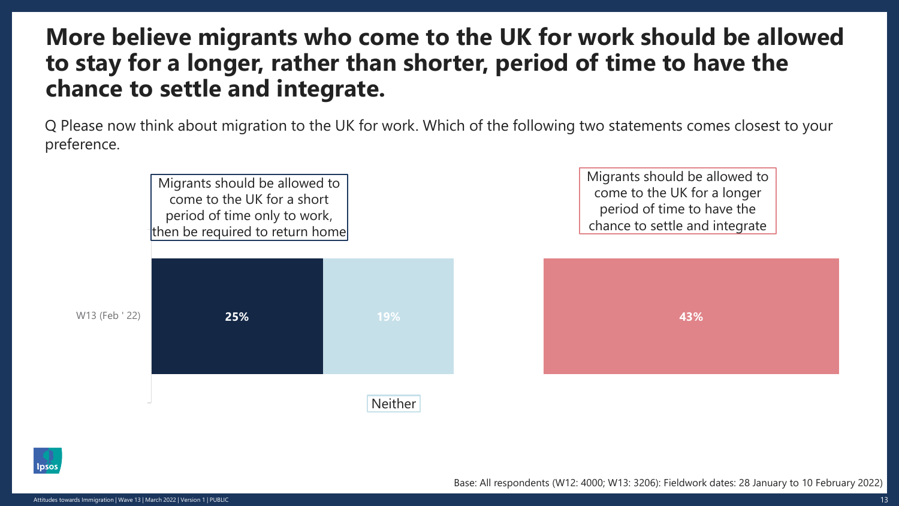# More believe migrants who come to the UK for work should be allowed to stay for a longer, rather than shorter, period of time to have the chance to settle and integrate.

Q Please now think about migration to the UK for work. Which of the following two statements comes closest to your preference.

| | Migrants should be allowed to come to the UK for a short period of time only to work, then be required to return home | Neither | Migrants should be allowed to come to the UK for a longer period of time to have the chance to settle and integrate |
|---|---|---|---|
| W13 (Feb ' 22) | 25% | 19% | 43% |

Base: All respondents (W12: 4000; W13: 3206): Fieldwork dates: 28 January to 10 February 2022)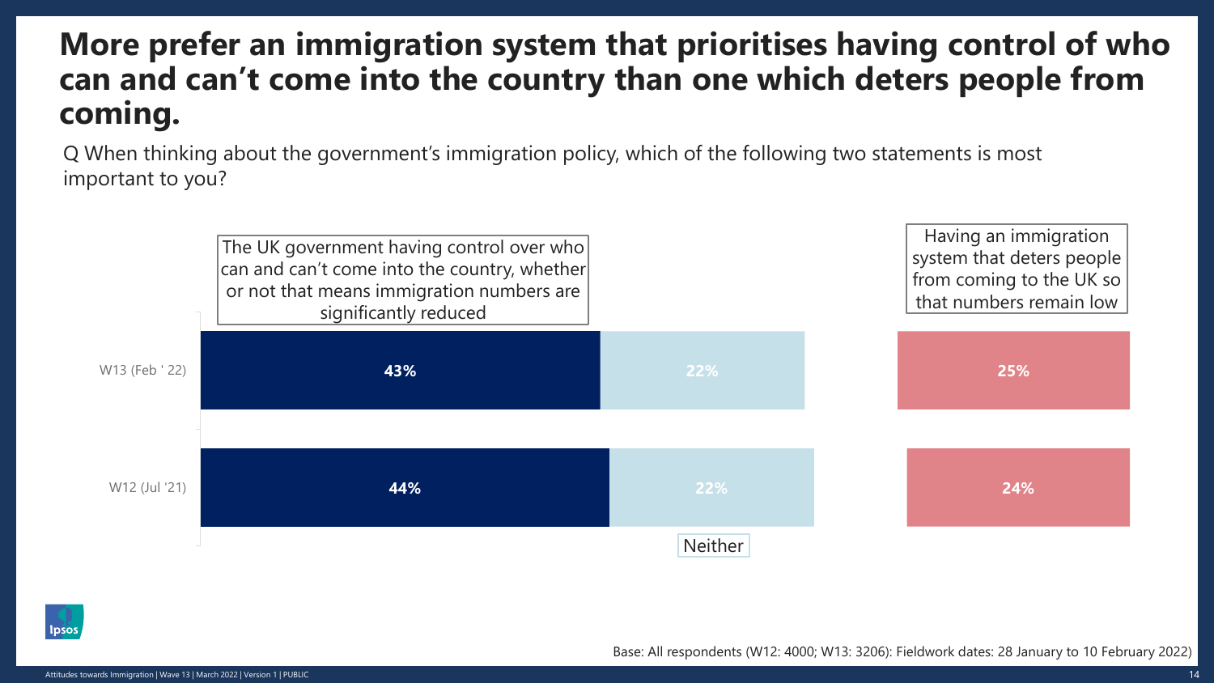# More prefer an immigration system that prioritises having control of who can and can't come into the country than one which deters people from coming.

Q When thinking about the government's immigration policy, which of the following two statements is most important to you?

| | The UK government having control over who can and can't come into the country, whether or not that means immigration numbers are significantly reduced | Neither | Having an immigration system that deters people from coming to the UK so that numbers remain low |
|---|---|---|---|
| W13 (Feb ' 22) | 43% | 22% | 25% |
| W12 (Jul '21) | 44% | 22% | 24% |

Base: All respondents (W12: 4000; W13: 3206): Fieldwork dates: 28 January to 10 February 2022)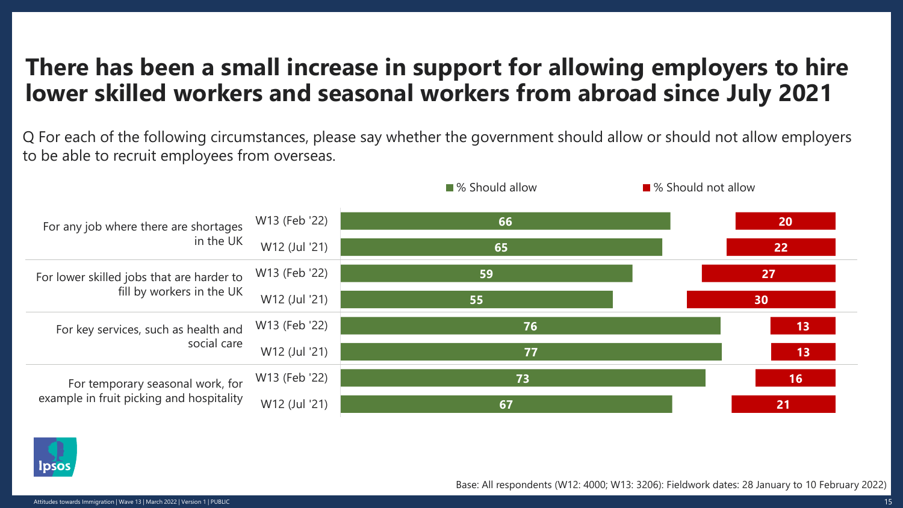# There has been a small increase in support for allowing employers to hire lower skilled workers and seasonal workers from abroad since July 2021

Q For each of the following circumstances, please say whether the government should allow or should not allow employers to be able to recruit employees from overseas.

| | | % Should allow | % Should not allow |
|---|---|---|---|
| For any job where there are shortages in the UK | W13 (Feb '22) | 66 | 20 |
| | W12 (Jul '21) | 65 | 22 |
| For lower skilled jobs that are harder to fill by workers in the UK | W13 (Feb '22) | 59 | 27 |
| | W12 (Jul '21) | 55 | 30 |
| For key services, such as health and social care | W13 (Feb '22) | 76 | 13 |
| | W12 (Jul '21) | 77 | 13 |
| For temporary seasonal work, for example in fruit picking and hospitality | W13 (Feb '22) | 73 | 16 |
| | W12 (Jul '21) | 67 | 21 |

Base: All respondents (W12: 4000; W13: 3206): Fieldwork dates: 28 January to 10 February 2022)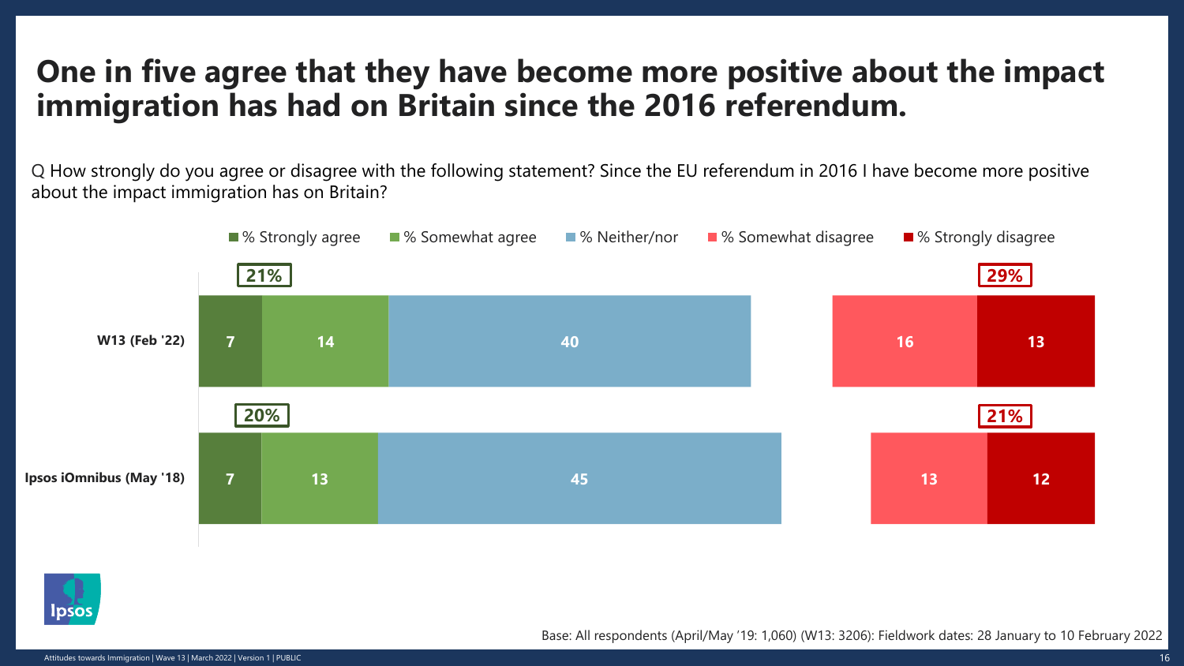# One in five agree that they have become more positive about the impact immigration has had on Britain since the 2016 referendum.

Q How strongly do you agree or disagree with the following statement? Since the EU referendum in 2016 I have become more positive about the impact immigration has on Britain?

| | % Strongly agree | % Somewhat agree | Total agree | % Neither/nor | % Somewhat disagree | % Strongly disagree | Total disagree |
|---|---|---|---|---|---|---|---|
| W13 (Feb '22) | 7 | 14 | 21% | 40 | 16 | 13 | 29% |
| Ipsos iOmnibus (May '18) | 7 | 13 | 20% | 45 | 13 | 12 | 21% |

Base: All respondents (April/May '19: 1,060) (W13: 3206): Fieldwork dates: 28 January to 10 February 2022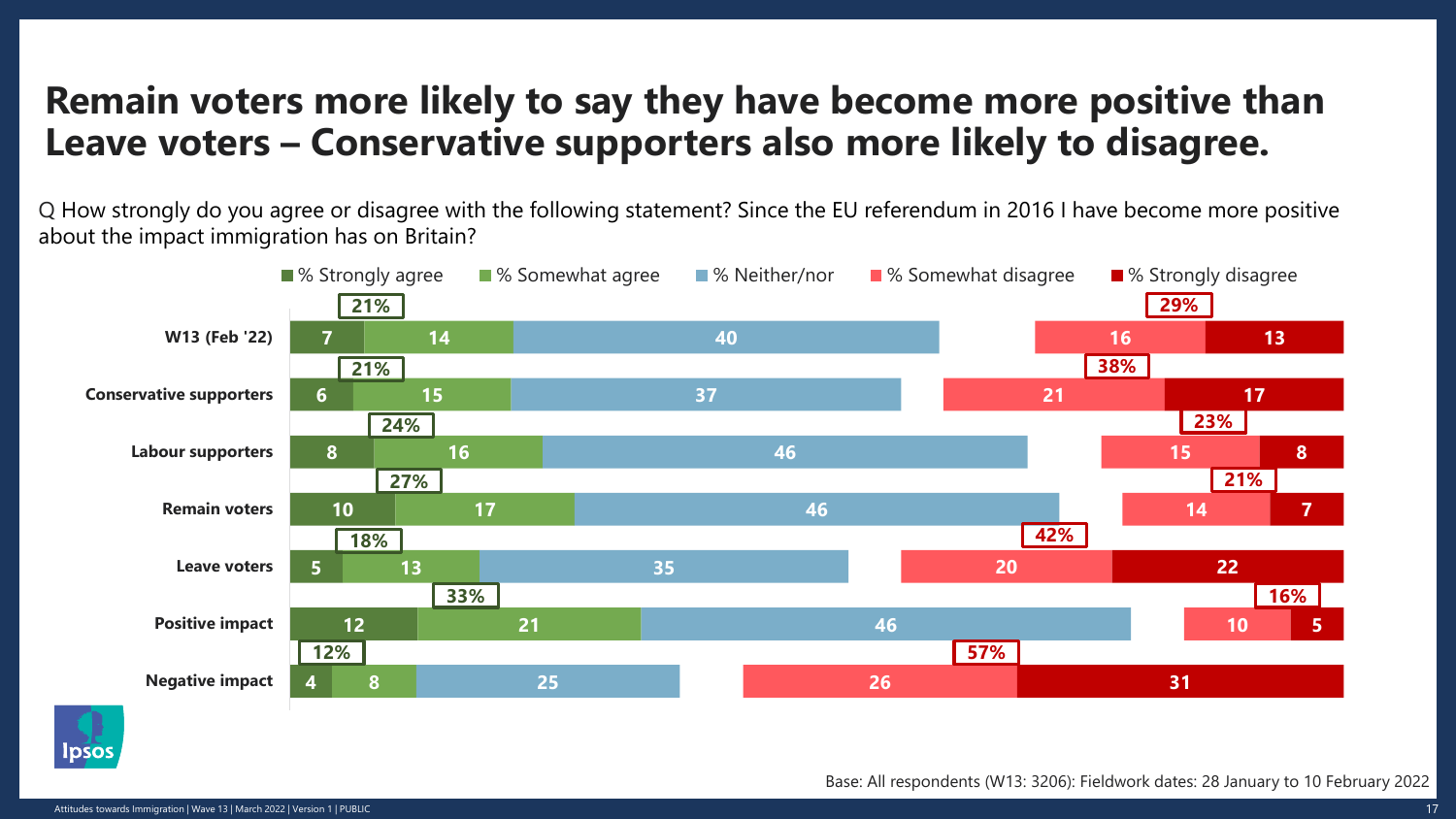# Remain voters more likely to say they have become more positive than Leave voters – Conservative supporters also more likely to disagree.

Q How strongly do you agree or disagree with the following statement? Since the EU referendum in 2016 I have become more positive about the impact immigration has on Britain?

| | % Strongly agree | % Somewhat agree | Total agree | % Neither/nor | % Somewhat disagree | % Strongly disagree | Total disagree |
|---|---|---|---|---|---|---|---|
| W13 (Feb '22) | 7 | 14 | 21% | 40 | 16 | 13 | 29% |
| Conservative supporters | 6 | 15 | 21% | 37 | 21 | 17 | 38% |
| Labour supporters | 8 | 16 | 24% | 46 | 15 | 8 | 23% |
| Remain voters | 10 | 17 | 27% | 46 | 14 | 7 | 21% |
| Leave voters | 5 | 13 | 18% | 35 | 20 | 22 | 42% |
| Positive impact | 12 | 21 | 33% | 46 | 10 | 5 | 16% |
| Negative impact | 4 | 8 | 12% | 25 | 26 | 31 | 57% |

Base: All respondents (W13: 3206): Fieldwork dates: 28 January to 10 February 2022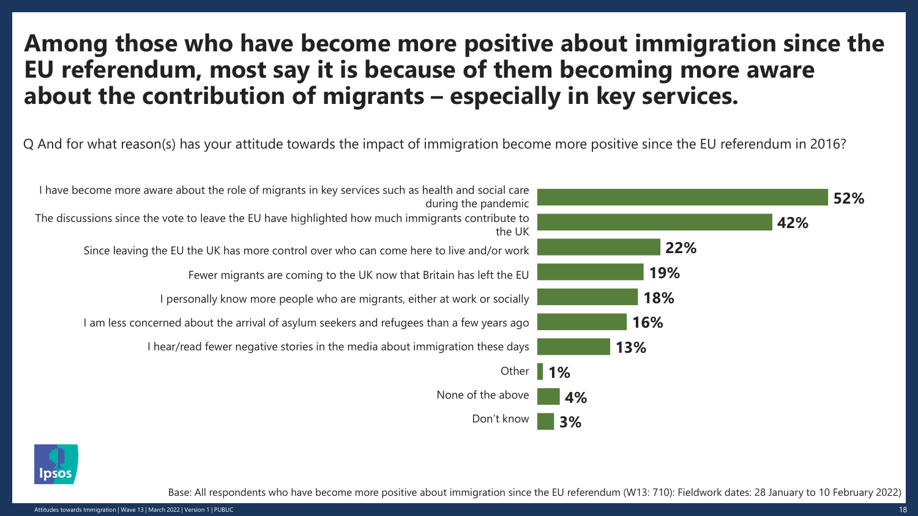# Among those who have become more positive about immigration since the EU referendum, most say it is because of them becoming more aware about the contribution of migrants – especially in key services.

Q And for what reason(s) has your attitude towards the impact of immigration become more positive since the EU referendum in 2016?

| Reason | % |
|---|---|
| I have become more aware about the role of migrants in key services such as health and social care during the pandemic | 52% |
| The discussions since the vote to leave the EU have highlighted how much immigrants contribute to the UK | 42% |
| Since leaving the EU the UK has more control over who can come here to live and/or work | 22% |
| Fewer migrants are coming to the UK now that Britain has left the EU | 19% |
| I personally know more people who are migrants, either at work or socially | 18% |
| I am less concerned about the arrival of asylum seekers and refugees than a few years ago | 16% |
| I hear/read fewer negative stories in the media about immigration these days | 13% |
| Other | 1% |
| None of the above | 4% |
| Don't know | 3% |

Base: All respondents who have become more positive about immigration since the EU referendum (W13: 710): Fieldwork dates: 28 January to 10 February 2022)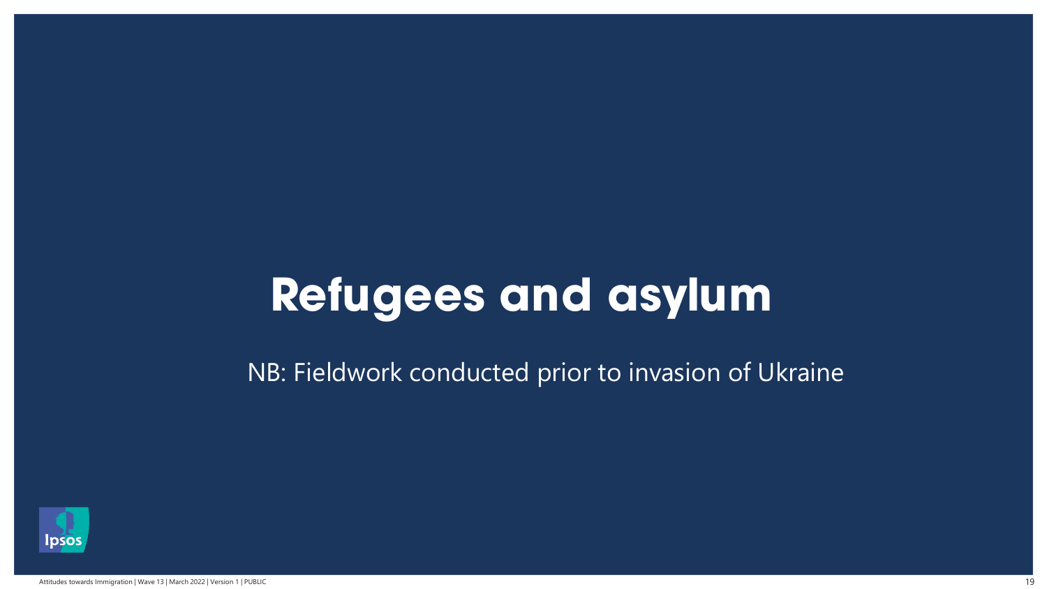# Refugees and asylum

NB: Fieldwork conducted prior to invasion of Ukraine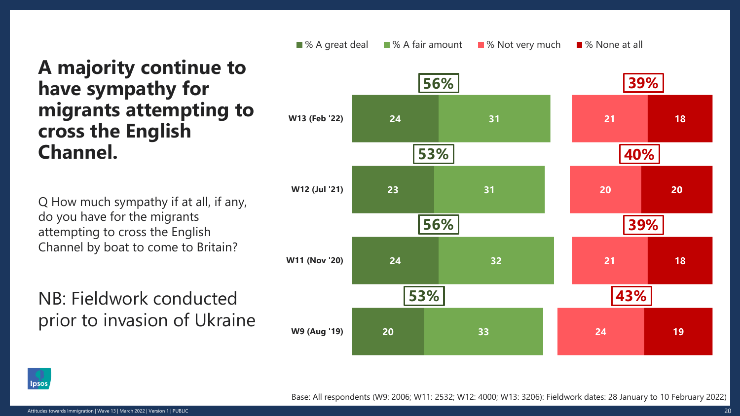# A majority continue to have sympathy for migrants attempting to cross the English Channel.

Q How much sympathy if at all, if any, do you have for the migrants attempting to cross the English Channel by boat to come to Britain?

NB: Fieldwork conducted prior to invasion of Ukraine

| | % A great deal | % A fair amount | Total sympathy | % Not very much | % None at all | Total no sympathy |
|---|---|---|---|---|---|---|
| W13 (Feb '22) | 24 | 31 | 56% | 21 | 18 | 39% |
| W12 (Jul '21) | 23 | 31 | 53% | 20 | 20 | 40% |
| W11 (Nov '20) | 24 | 32 | 56% | 21 | 18 | 39% |
| W9 (Aug '19) | 20 | 33 | 53% | 24 | 19 | 43% |

Base: All respondents (W9: 2006; W11: 2532; W12: 4000; W13: 3206): Fieldwork dates: 28 January to 10 February 2022)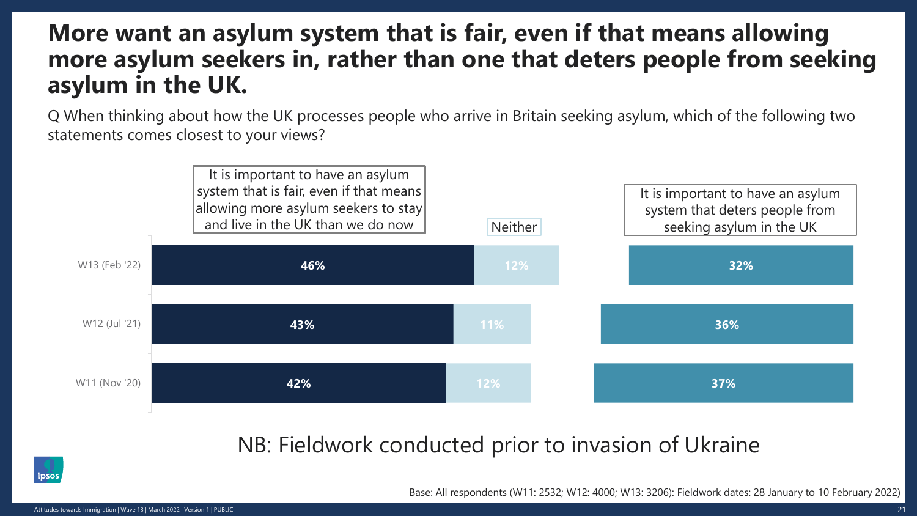# More want an asylum system that is fair, even if that means allowing more asylum seekers in, rather than one that deters people from seeking asylum in the UK.

Q When thinking about how the UK processes people who arrive in Britain seeking asylum, which of the following two statements comes closest to your views?

| | It is important to have an asylum system that is fair, even if that means allowing more asylum seekers to stay and live in the UK than we do now | Neither | It is important to have an asylum system that deters people from seeking asylum in the UK |
|---|---|---|---|
| W13 (Feb '22) | 46% | 12% | 32% |
| W12 (Jul '21) | 43% | 11% | 36% |
| W11 (Nov '20) | 42% | 12% | 37% |

NB: Fieldwork conducted prior to invasion of Ukraine

Base: All respondents (W11: 2532; W12: 4000; W13: 3206): Fieldwork dates: 28 January to 10 February 2022)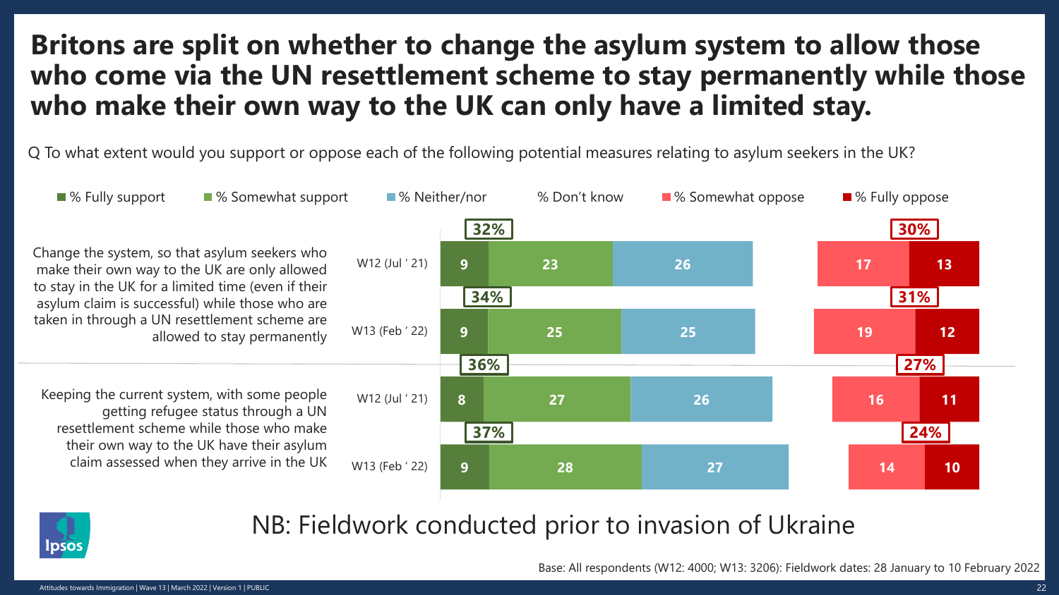# Britons are split on whether to change the asylum system to allow those who come via the UN resettlement scheme to stay permanently while those who make their own way to the UK can only have a limited stay.

Q To what extent would you support or oppose each of the following potential measures relating to asylum seekers in the UK?

| Measure | Wave | % Fully support | % Somewhat support | Total support | % Neither/nor | % Don't know | % Somewhat oppose | % Fully oppose | Total oppose |
|---|---|---|---|---|---|---|---|---|---|
| Change the system, so that asylum seekers who make their own way to the UK are only allowed to stay in the UK for a limited time (even if their asylum claim is successful) while those who are taken in through a UN resettlement scheme are allowed to stay permanently | W12 (Jul ' 21) | 9 | 23 | 32% | 26 | | 17 | 13 | 30% |
| | W13 (Feb ' 22) | 9 | 25 | 34% | 25 | | 19 | 12 | 31% |
| Keeping the current system, with some people getting refugee status through a UN resettlement scheme while those who make their own way to the UK have their asylum claim assessed when they arrive in the UK | W12 (Jul ' 21) | 8 | 27 | 36% | 26 | | 16 | 11 | 27% |
| | W13 (Feb ' 22) | 9 | 28 | 37% | 27 | | 14 | 10 | 24% |

NB: Fieldwork conducted prior to invasion of Ukraine

Base: All respondents (W12: 4000; W13: 3206): Fieldwork dates: 28 January to 10 February 2022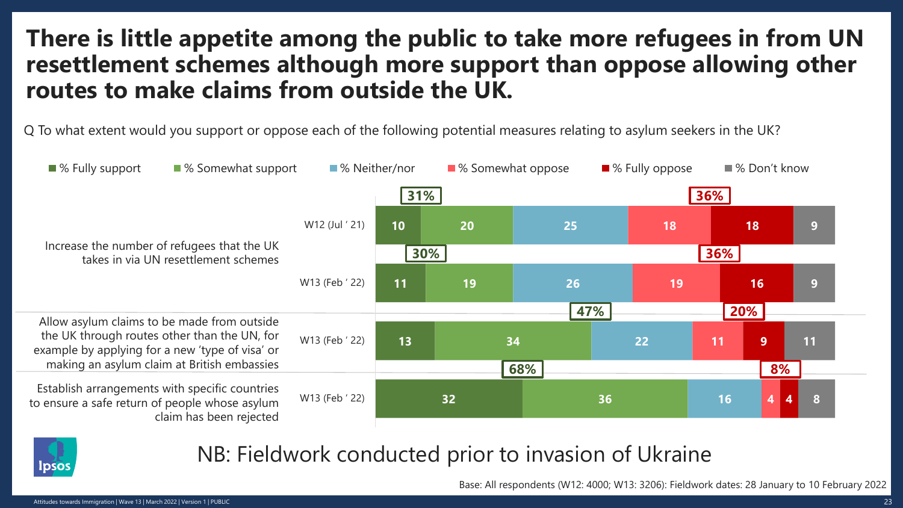# There is little appetite among the public to take more refugees in from UN resettlement schemes although more support than oppose allowing other routes to make claims from outside the UK.

Q To what extent would you support or oppose each of the following potential measures relating to asylum seekers in the UK?

| Measure | Wave | % Fully support | % Somewhat support | % Neither/nor | % Somewhat oppose | % Fully oppose | % Don't know | Total support | Total oppose |
|---|---|---|---|---|---|---|---|---|---|
| Increase the number of refugees that the UK takes in via UN resettlement schemes | W12 (Jul ' 21) | 10 | 20 | 25 | 18 | 18 | 9 | 31% | 36% |
| | W13 (Feb ' 22) | 11 | 19 | 26 | 19 | 16 | 9 | 30% | 36% |
| Allow asylum claims to be made from outside the UK through routes other than the UN, for example by applying for a new 'type of visa' or making an asylum claim at British embassies | W13 (Feb ' 22) | 13 | 34 | 22 | 11 | 9 | 11 | 47% | 20% |
| Establish arrangements with specific countries to ensure a safe return of people whose asylum claim has been rejected | W13 (Feb ' 22) | 32 | 36 | 16 | 4 | 4 | 8 | 68% | 8% |

NB: Fieldwork conducted prior to invasion of Ukraine

Base: All respondents (W12: 4000; W13: 3206): Fieldwork dates: 28 January to 10 February 2022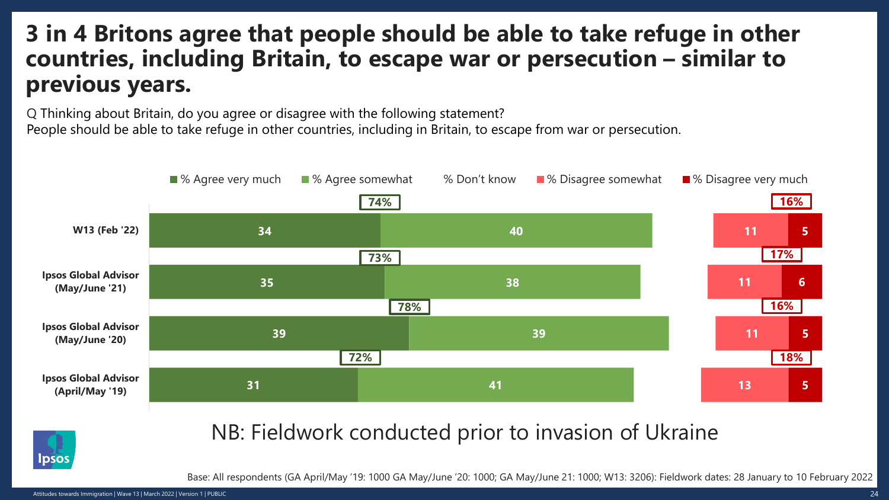# 3 in 4 Britons agree that people should be able to take refuge in other countries, including Britain, to escape war or persecution – similar to previous years.

Q Thinking about Britain, do you agree or disagree with the following statement?
People should be able to take refuge in other countries, including in Britain, to escape from war or persecution.

| | % Agree very much | % Agree somewhat | Total agree | % Don't know | % Disagree somewhat | % Disagree very much | Total disagree |
|---|---|---|---|---|---|---|---|
| W13 (Feb '22) | 34 | 40 | 74% | | 11 | 5 | 16% |
| Ipsos Global Advisor (May/June '21) | 35 | 38 | 73% | | 11 | 6 | 17% |
| Ipsos Global Advisor (May/June '20) | 39 | 39 | 78% | | 11 | 5 | 16% |
| Ipsos Global Advisor (April/May '19) | 31 | 41 | 72% | | 13 | 5 | 18% |

NB: Fieldwork conducted prior to invasion of Ukraine

Base: All respondents (GA April/May '19: 1000 GA May/June '20: 1000; GA May/June 21: 1000; W13: 3206): Fieldwork dates: 28 January to 10 February 2022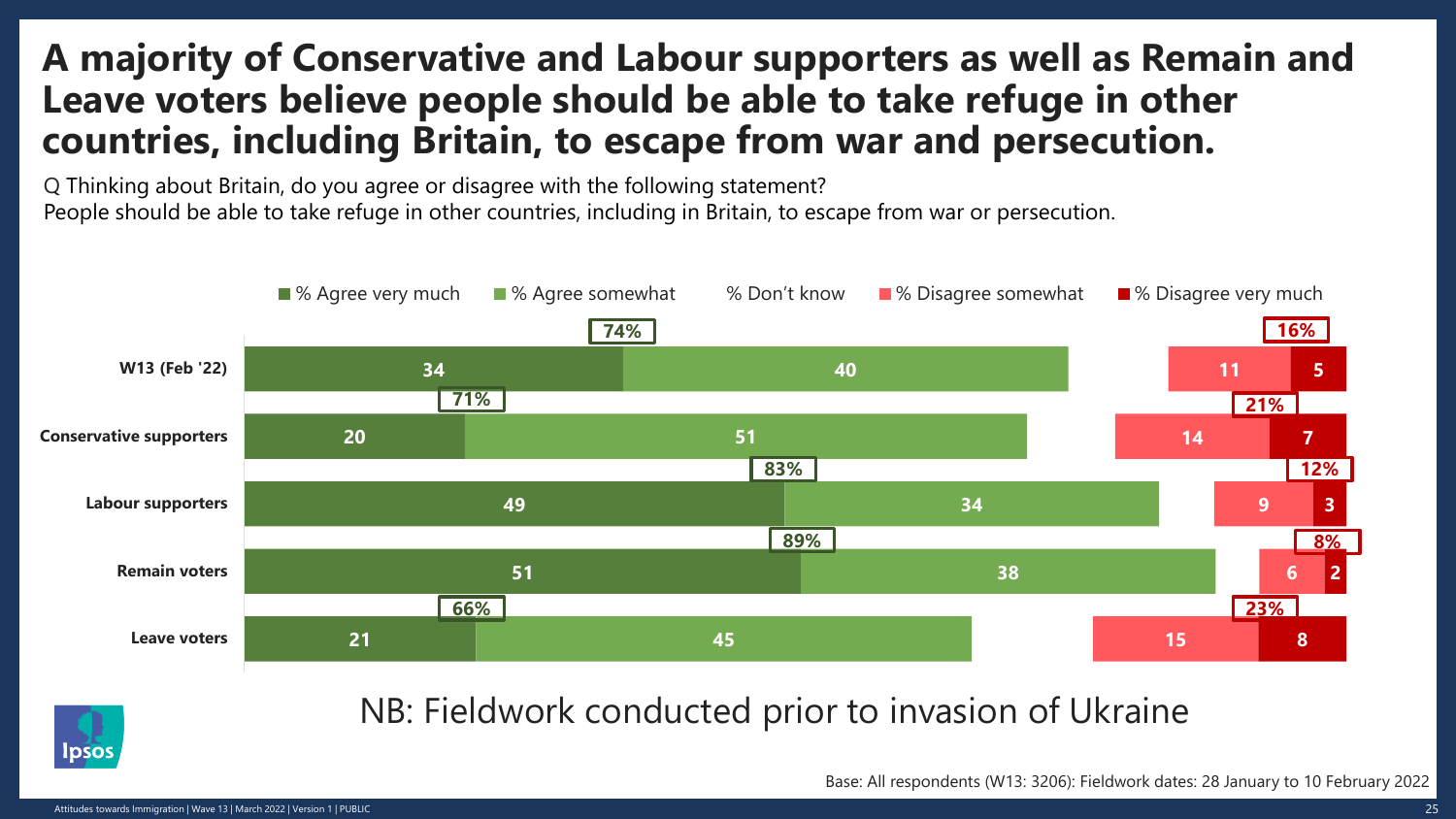# A majority of Conservative and Labour supporters as well as Remain and Leave voters believe people should be able to take refuge in other countries, including Britain, to escape from war and persecution.

Q Thinking about Britain, do you agree or disagree with the following statement?
People should be able to take refuge in other countries, including in Britain, to escape from war or persecution.

| | % Agree very much | % Agree somewhat | Total agree | % Don't know | % Disagree somewhat | % Disagree very much | Total disagree |
|---|---|---|---|---|---|---|---|
| W13 (Feb '22) | 34 | 40 | 74% | | 11 | 5 | 16% |
| Conservative supporters | 20 | 51 | 71% | | 14 | 7 | 21% |
| Labour supporters | 49 | 34 | 83% | | 9 | 3 | 12% |
| Remain voters | 51 | 38 | 89% | | 6 | 2 | 8% |
| Leave voters | 21 | 45 | 66% | | 15 | 8 | 23% |

NB: Fieldwork conducted prior to invasion of Ukraine

Base: All respondents (W13: 3206): Fieldwork dates: 28 January to 10 February 2022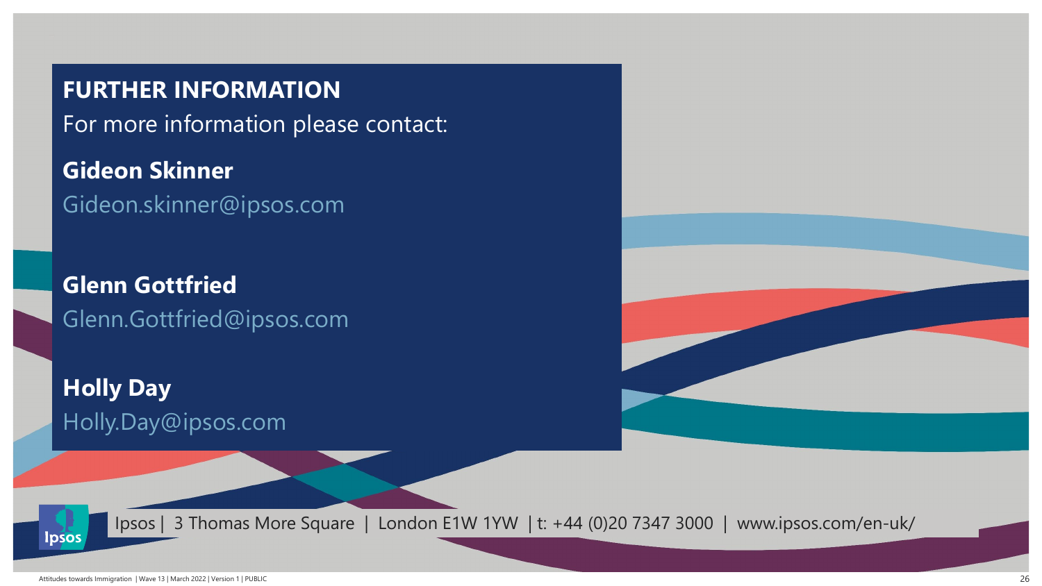## FURTHER INFORMATION

For more information please contact:

**Gideon Skinner**

Gideon.skinner@ipsos.com

**Glenn Gottfried**

Glenn.Gottfried@ipsos.com

**Holly Day**

Holly.Day@ipsos.com

Ipsos | 3 Thomas More Square | London E1W 1YW | t: +44 (0)20 7347 3000 | www.ipsos.com/en-uk/